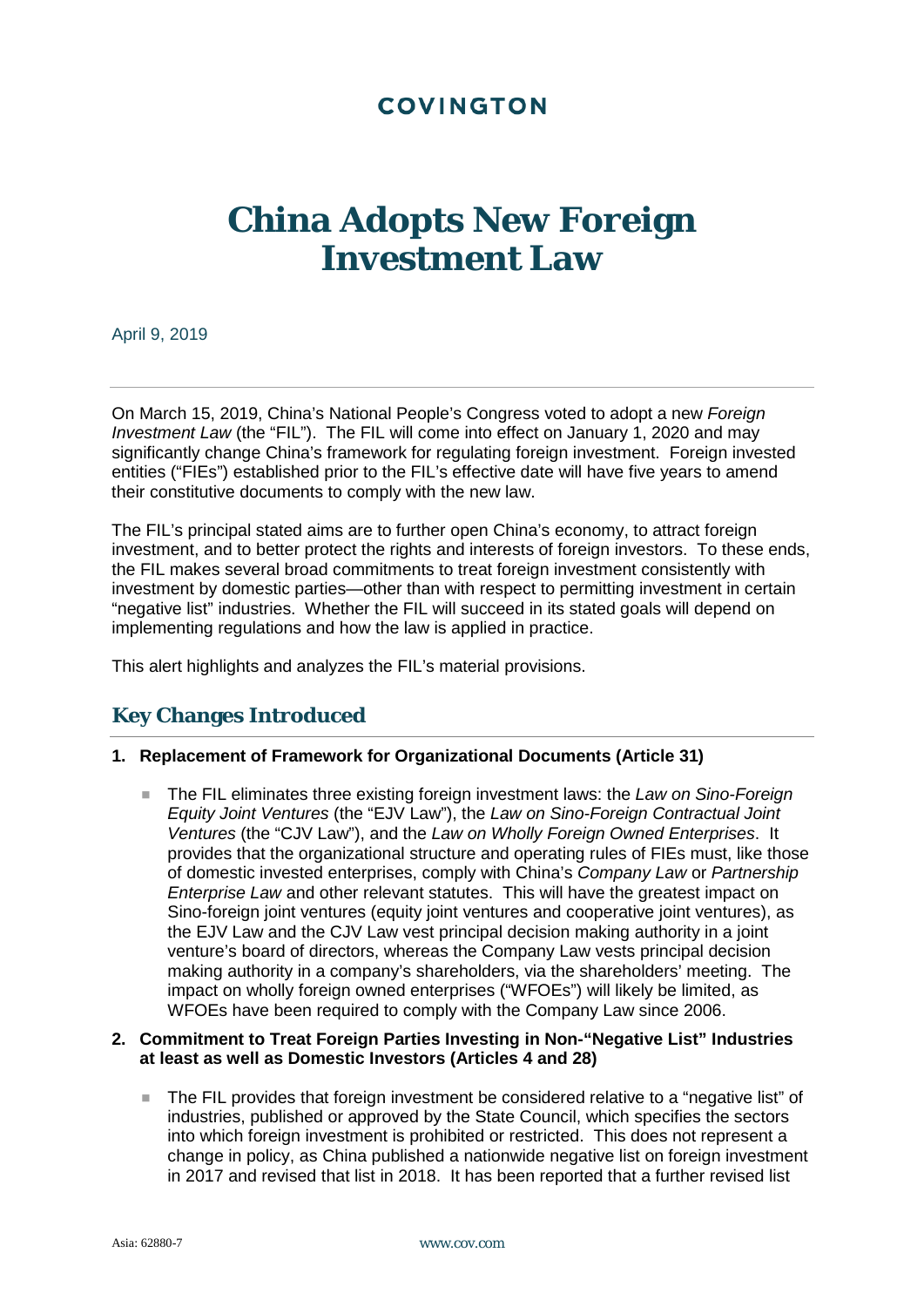COVINGTON

# China Adopts New Foreign Investment Law

April 9, 2019

On March 15, 2019, China's National People's Congress voted to adopt a new *Foreign Investment Law* (the "FIL"). The FIL will come into effect on January 1, 2020 and may significantly change China's framework for regulating foreign investment. Foreign invested entities ("FIEs") established prior to the FIL's effective date will have five years to amend their constitutive documents to comply with the new law.

The FIL's principal stated aims are to further open China's economy, to attract foreign investment, and to better protect the rights and interests of foreign investors. To these ends, the FIL makes several broad commitments to treat foreign investment consistently with investment by domestic parties—other than with respect to permitting investment in certain "negative list" industries. Whether the FIL will succeed in its stated goals will depend on implementing regulations and how the law is applied in practice.

This alert highlights and analyzes the FIL's material provisions.

## Key Changes Introduced

**1. Replacement of Framework for Organizational Documents (Article 31)**

- The FIL eliminates three existing foreign investment laws: the *Law on Sino-Foreign Equity Joint Ventures* (the "EJV Law"), the *Law on Sino-Foreign Contractual Joint Ventures* (the "CJV Law"), and the *Law on Wholly Foreign Owned Enterprises*. It provides that the organizational structure and operating rules of FIEs must, like those of domestic invested enterprises, comply with China's *Company Law* or *Partnership Enterprise Law* and other relevant statutes. This will have the greatest impact on Sino-foreign joint ventures (equity joint ventures and cooperative joint ventures), as the EJV Law and the CJV Law vest principal decision making authority in a joint venture's board of directors, whereas the Company Law vests principal decision making authority in a company's shareholders, via the shareholders' meeting. The impact on wholly foreign owned enterprises ("WFOEs") will likely be limited, as WFOEs have been required to comply with the Company Law since 2006.

**2. Commitment to Treat Foreign Parties Investing in Non-"Negative List" Industries at least as well as Domestic Investors (Articles 4 and 28)**

- The FIL provides that foreign investment be considered relative to a "negative list" of industries, published or approved by the State Council, which specifies the sectors into which foreign investment is prohibited or restricted. This does not represent a change in policy, as China published a nationwide negative list on foreign investment in 2017 and revised that list in 2018. It has been reported that a further revised list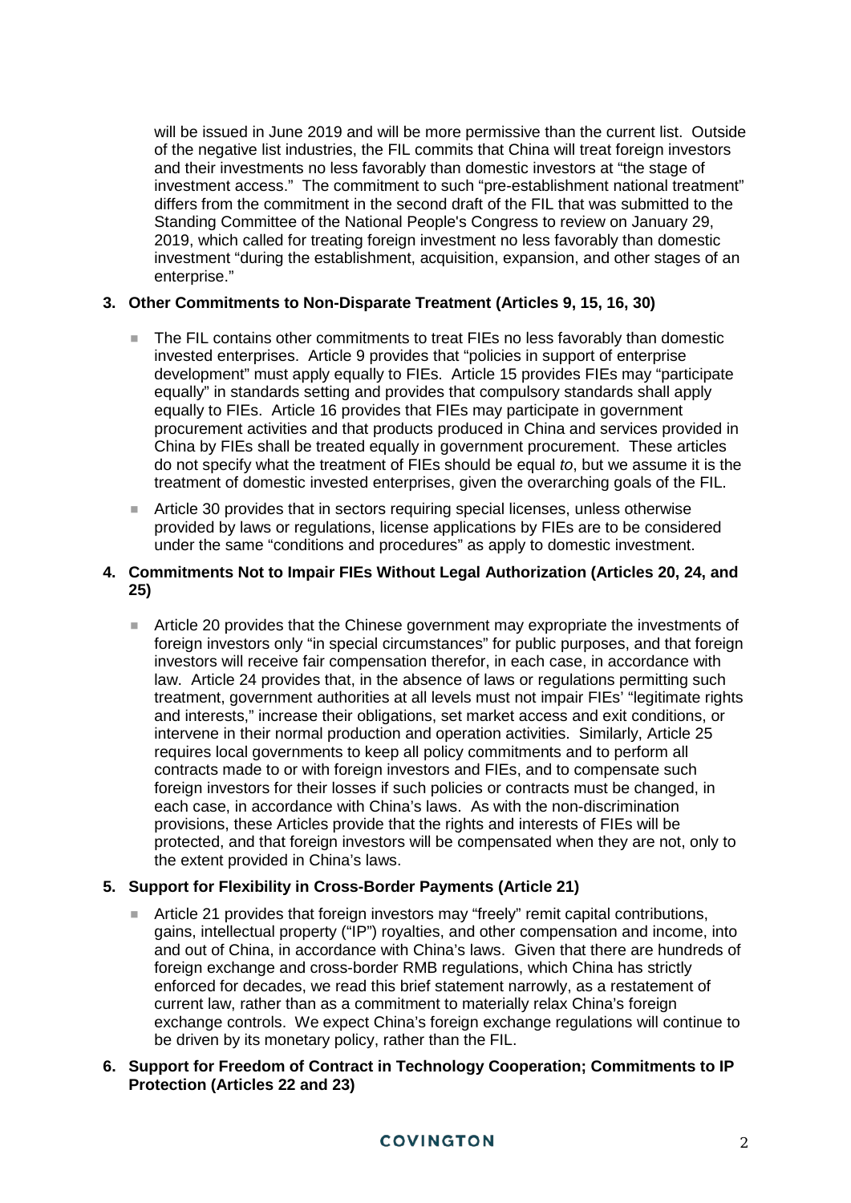will be issued in June 2019 and will be more permissive than the current list. Outside of the negative list industries, the FIL commits that China will treat foreign investors and their investments no less favorably than domestic investors at "the stage of investment access." The commitment to such "pre-establishment national treatment" differs from the commitment in the second draft of the FIL that was submitted to the Standing Committee of the National People's Congress to review on January 29, 2019, which called for treating foreign investment no less favorably than domestic investment "during the establishment, acquisition, expansion, and other stages of an enterprise."

**3. Other Commitments to Non-Disparate Treatment (Articles 9, 15, 16, 30)**

- The FIL contains other commitments to treat FIEs no less favorably than domestic invested enterprises. Article 9 provides that "policies in support of enterprise development" must apply equally to FIEs. Article 15 provides FIEs may "participate equally" in standards setting and provides that compulsory standards shall apply equally to FIEs. Article 16 provides that FIEs may participate in government procurement activities and that products produced in China and services provided in China by FIEs shall be treated equally in government procurement. These articles do not specify what the treatment of FIEs should be equal *to*, but we assume it is the treatment of domestic invested enterprises, given the overarching goals of the FIL.
- Article 30 provides that in sectors requiring special licenses, unless otherwise provided by laws or regulations, license applications by FIEs are to be considered under the same "conditions and procedures" as apply to domestic investment.

**4. Commitments Not to Impair FIEs Without Legal Authorization (Articles 20, 24, and 25)**

- Article 20 provides that the Chinese government may expropriate the investments of foreign investors only "in special circumstances" for public purposes, and that foreign investors will receive fair compensation therefor, in each case, in accordance with law. Article 24 provides that, in the absence of laws or regulations permitting such treatment, government authorities at all levels must not impair FIEs' "legitimate rights and interests," increase their obligations, set market access and exit conditions, or intervene in their normal production and operation activities. Similarly, Article 25 requires local governments to keep all policy commitments and to perform all contracts made to or with foreign investors and FIEs, and to compensate such foreign investors for their losses if such policies or contracts must be changed, in each case, in accordance with China's laws. As with the non-discrimination provisions, these Articles provide that the rights and interests of FIEs will be protected, and that foreign investors will be compensated when they are not, only to the extent provided in China's laws.

**5. Support for Flexibility in Cross-Border Payments (Article 21)**

- Article 21 provides that foreign investors may "freely" remit capital contributions, gains, intellectual property ("IP") royalties, and other compensation and income, into and out of China, in accordance with China's laws. Given that there are hundreds of foreign exchange and cross-border RMB regulations, which China has strictly enforced for decades, we read this brief statement narrowly, as a restatement of current law, rather than as a commitment to materially relax China's foreign exchange controls. We expect China's foreign exchange regulations will continue to be driven by its monetary policy, rather than the FIL.

**6. Support for Freedom of Contract in Technology Cooperation; Commitments to IP Protection (Articles 22 and 23)**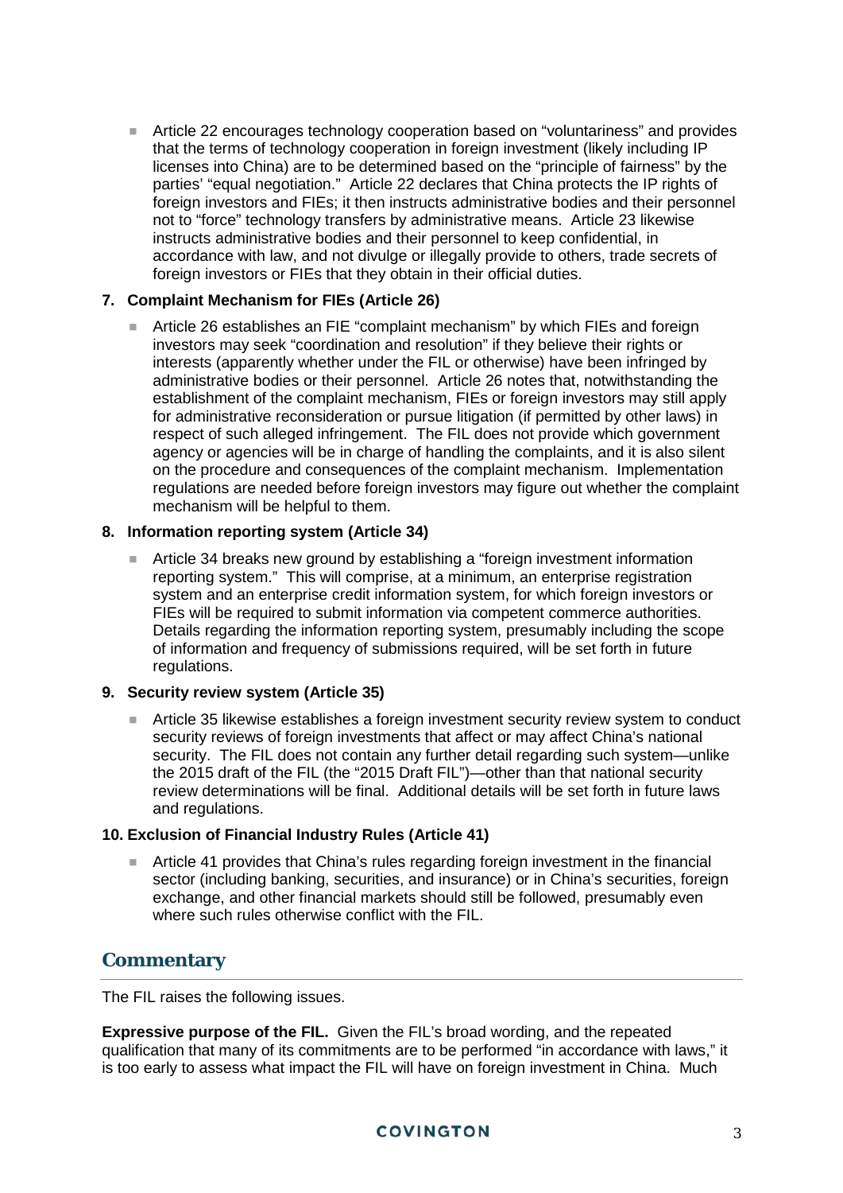- Article 22 encourages technology cooperation based on "voluntariness" and provides that the terms of technology cooperation in foreign investment (likely including IP licenses into China) are to be determined based on the "principle of fairness" by the parties' "equal negotiation." Article 22 declares that China protects the IP rights of foreign investors and FIEs; it then instructs administrative bodies and their personnel not to "force" technology transfers by administrative means. Article 23 likewise instructs administrative bodies and their personnel to keep confidential, in accordance with law, and not divulge or illegally provide to others, trade secrets of foreign investors or FIEs that they obtain in their official duties.

#### 7. Complaint Mechanism for FIEs (Article 26)

- Article 26 establishes an FIE "complaint mechanism" by which FIEs and foreign investors may seek "coordination and resolution" if they believe their rights or interests (apparently whether under the FIL or otherwise) have been infringed by administrative bodies or their personnel. Article 26 notes that, notwithstanding the establishment of the complaint mechanism, FIEs or foreign investors may still apply for administrative reconsideration or pursue litigation (if permitted by other laws) in respect of such alleged infringement. The FIL does not provide which government agency or agencies will be in charge of handling the complaints, and it is also silent on the procedure and consequences of the complaint mechanism. Implementation regulations are needed before foreign investors may figure out whether the complaint mechanism will be helpful to them.

#### 8. Information reporting system (Article 34)

- Article 34 breaks new ground by establishing a "foreign investment information reporting system." This will comprise, at a minimum, an enterprise registration system and an enterprise credit information system, for which foreign investors or FIEs will be required to submit information via competent commerce authorities. Details regarding the information reporting system, presumably including the scope of information and frequency of submissions required, will be set forth in future regulations.

#### 9. Security review system (Article 35)

- Article 35 likewise establishes a foreign investment security review system to conduct security reviews of foreign investments that affect or may affect China's national security. The FIL does not contain any further detail regarding such system—unlike the 2015 draft of the FIL (the "2015 Draft FIL")—other than that national security review determinations will be final. Additional details will be set forth in future laws and regulations.

#### 10. Exclusion of Financial Industry Rules (Article 41)

- Article 41 provides that China's rules regarding foreign investment in the financial sector (including banking, securities, and insurance) or in China's securities, foreign exchange, and other financial markets should still be followed, presumably even where such rules otherwise conflict with the FIL.

## Commentary

The FIL raises the following issues.

**Expressive purpose of the FIL.** Given the FIL's broad wording, and the repeated qualification that many of its commitments are to be performed "in accordance with laws," it is too early to assess what impact the FIL will have on foreign investment in China. Much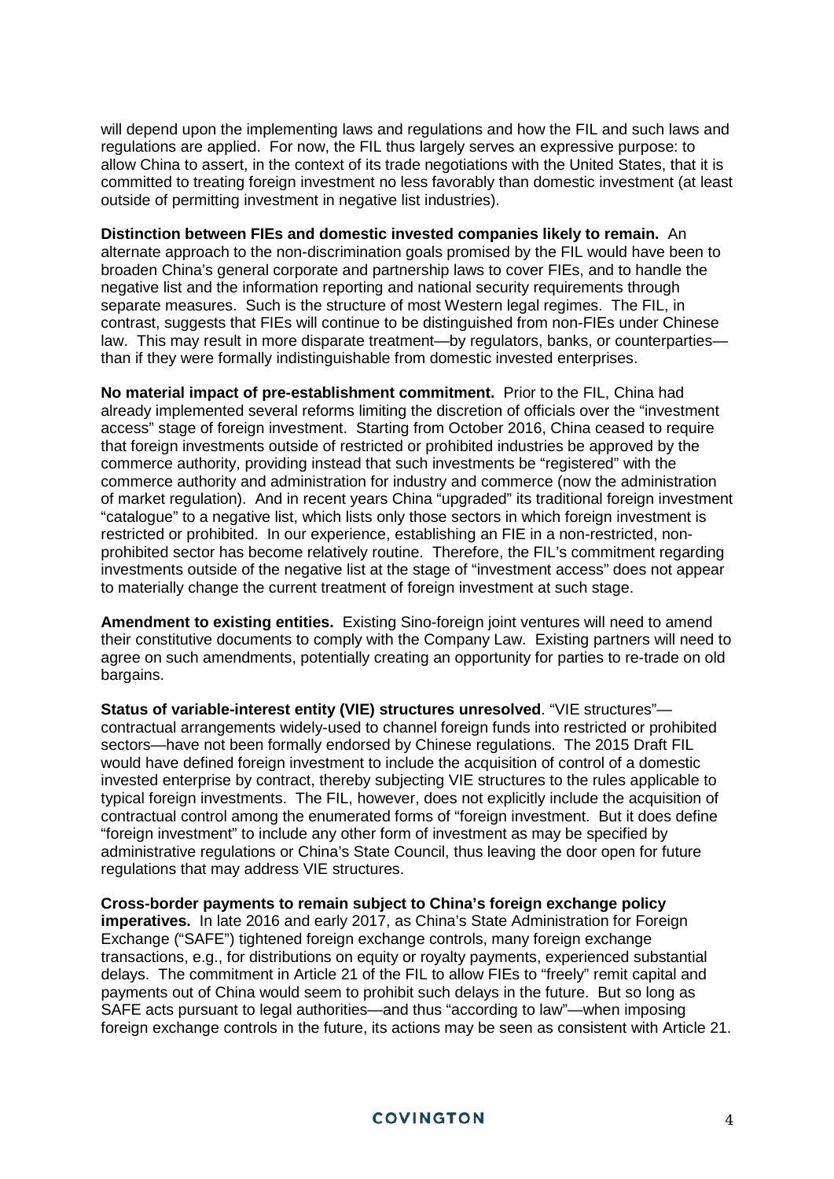will depend upon the implementing laws and regulations and how the FIL and such laws and regulations are applied. For now, the FIL thus largely serves an expressive purpose: to allow China to assert, in the context of its trade negotiations with the United States, that it is committed to treating foreign investment no less favorably than domestic investment (at least outside of permitting investment in negative list industries).

**Distinction between FIEs and domestic invested companies likely to remain.** An alternate approach to the non-discrimination goals promised by the FIL would have been to broaden China's general corporate and partnership laws to cover FIEs, and to handle the negative list and the information reporting and national security requirements through separate measures. Such is the structure of most Western legal regimes. The FIL, in contrast, suggests that FIEs will continue to be distinguished from non-FIEs under Chinese law. This may result in more disparate treatment—by regulators, banks, or counterparties—than if they were formally indistinguishable from domestic invested enterprises.

**No material impact of pre-establishment commitment.** Prior to the FIL, China had already implemented several reforms limiting the discretion of officials over the "investment access" stage of foreign investment. Starting from October 2016, China ceased to require that foreign investments outside of restricted or prohibited industries be approved by the commerce authority, providing instead that such investments be "registered" with the commerce authority and administration for industry and commerce (now the administration of market regulation). And in recent years China "upgraded" its traditional foreign investment "catalogue" to a negative list, which lists only those sectors in which foreign investment is restricted or prohibited. In our experience, establishing an FIE in a non-restricted, non-prohibited sector has become relatively routine. Therefore, the FIL's commitment regarding investments outside of the negative list at the stage of "investment access" does not appear to materially change the current treatment of foreign investment at such stage.

**Amendment to existing entities.** Existing Sino-foreign joint ventures will need to amend their constitutive documents to comply with the Company Law. Existing partners will need to agree on such amendments, potentially creating an opportunity for parties to re-trade on old bargains.

**Status of variable-interest entity (VIE) structures unresolved**. "VIE structures"—contractual arrangements widely-used to channel foreign funds into restricted or prohibited sectors—have not been formally endorsed by Chinese regulations. The 2015 Draft FIL would have defined foreign investment to include the acquisition of control of a domestic invested enterprise by contract, thereby subjecting VIE structures to the rules applicable to typical foreign investments. The FIL, however, does not explicitly include the acquisition of contractual control among the enumerated forms of "foreign investment. But it does define "foreign investment" to include any other form of investment as may be specified by administrative regulations or China's State Council, thus leaving the door open for future regulations that may address VIE structures.

**Cross-border payments to remain subject to China's foreign exchange policy imperatives.** In late 2016 and early 2017, as China's State Administration for Foreign Exchange ("SAFE") tightened foreign exchange controls, many foreign exchange transactions, e.g., for distributions on equity or royalty payments, experienced substantial delays. The commitment in Article 21 of the FIL to allow FIEs to "freely" remit capital and payments out of China would seem to prohibit such delays in the future. But so long as SAFE acts pursuant to legal authorities—and thus "according to law"—when imposing foreign exchange controls in the future, its actions may be seen as consistent with Article 21.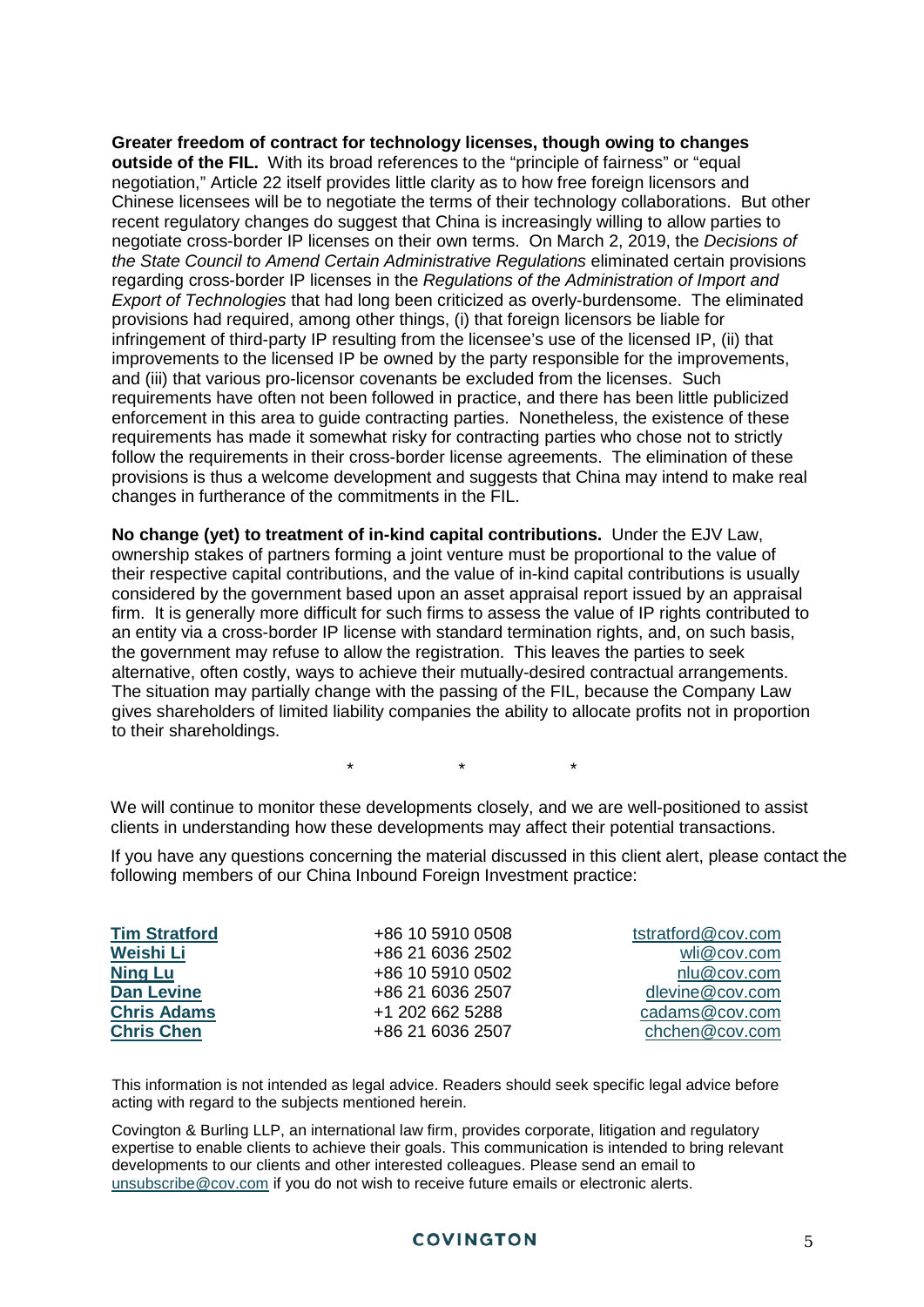**Greater freedom of contract for technology licenses, though owing to changes outside of the FIL.** With its broad references to the "principle of fairness" or "equal negotiation," Article 22 itself provides little clarity as to how free foreign licensors and Chinese licensees will be to negotiate the terms of their technology collaborations. But other recent regulatory changes do suggest that China is increasingly willing to allow parties to negotiate cross-border IP licenses on their own terms. On March 2, 2019, the *Decisions of the State Council to Amend Certain Administrative Regulations* eliminated certain provisions regarding cross-border IP licenses in the *Regulations of the Administration of Import and Export of Technologies* that had long been criticized as overly-burdensome. The eliminated provisions had required, among other things, (i) that foreign licensors be liable for infringement of third-party IP resulting from the licensee's use of the licensed IP, (ii) that improvements to the licensed IP be owned by the party responsible for the improvements, and (iii) that various pro-licensor covenants be excluded from the licenses. Such requirements have often not been followed in practice, and there has been little publicized enforcement in this area to guide contracting parties. Nonetheless, the existence of these requirements has made it somewhat risky for contracting parties who chose not to strictly follow the requirements in their cross-border license agreements. The elimination of these provisions is thus a welcome development and suggests that China may intend to make real changes in furtherance of the commitments in the FIL.

**No change (yet) to treatment of in-kind capital contributions.** Under the EJV Law, ownership stakes of partners forming a joint venture must be proportional to the value of their respective capital contributions, and the value of in-kind capital contributions is usually considered by the government based upon an asset appraisal report issued by an appraisal firm. It is generally more difficult for such firms to assess the value of IP rights contributed to an entity via a cross-border IP license with standard termination rights, and, on such basis, the government may refuse to allow the registration. This leaves the parties to seek alternative, often costly, ways to achieve their mutually-desired contractual arrangements. The situation may partially change with the passing of the FIL, because the Company Law gives shareholders of limited liability companies the ability to allocate profits not in proportion to their shareholdings.

\* \* \*

We will continue to monitor these developments closely, and we are well-positioned to assist clients in understanding how these developments may affect their potential transactions.

If you have any questions concerning the material discussed in this client alert, please contact the following members of our China Inbound Foreign Investment practice:

| | | |
|---|---|---|
| **Tim Stratford** | +86 10 5910 0508 | tstratford@cov.com |
| **Weishi Li** | +86 21 6036 2502 | wli@cov.com |
| **Ning Lu** | +86 10 5910 0502 | nlu@cov.com |
| **Dan Levine** | +86 21 6036 2507 | dlevine@cov.com |
| **Chris Adams** | +1 202 662 5288 | cadams@cov.com |
| **Chris Chen** | +86 21 6036 2507 | chchen@cov.com |

This information is not intended as legal advice. Readers should seek specific legal advice before acting with regard to the subjects mentioned herein.

Covington & Burling LLP, an international law firm, provides corporate, litigation and regulatory expertise to enable clients to achieve their goals. This communication is intended to bring relevant developments to our clients and other interested colleagues. Please send an email to unsubscribe@cov.com if you do not wish to receive future emails or electronic alerts.